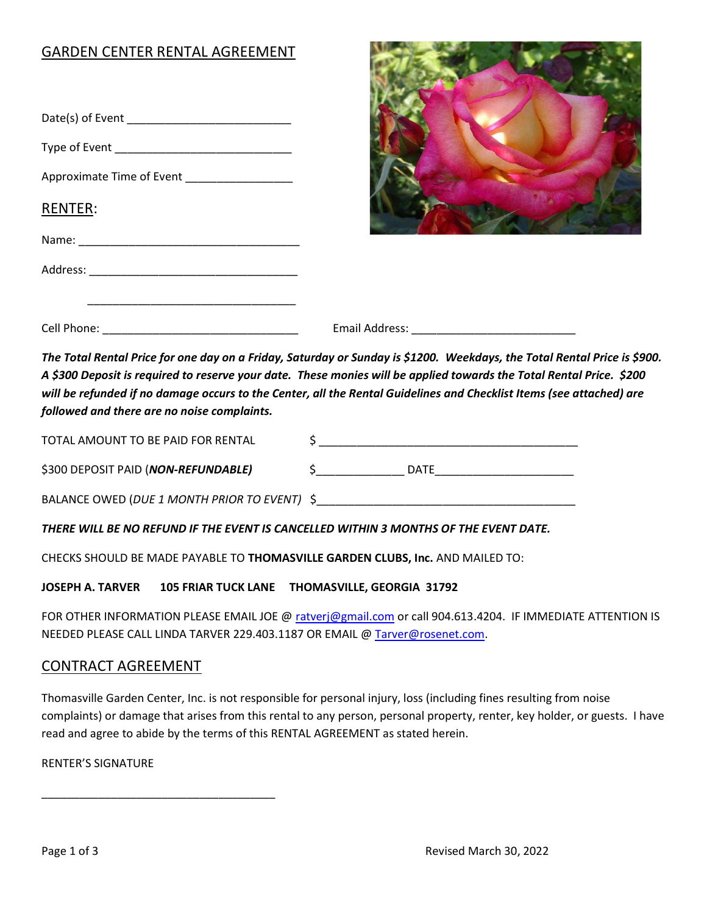# GARDEN CENTER RENTAL AGREEMENT

Date(s) of Event ___________________________

Type of Event ______________________________

Approximate Time of Event _________________

## RENTER:

Name: ____________________________________

Address: __________________________________

__________________________________

Cell Phone: _______________________________ Email Address: ___________________________

***The Total Rental Price for one day on a Friday, Saturday or Sunday is $1200. Weekdays, the Total Rental Price is $900. A $300 Deposit is required to reserve your date. These monies will be applied towards the Total Rental Price. $200 will be refunded if no damage occurs to the Center, all the Rental Guidelines and Checklist Items (see attached) are followed and there are no noise complaints.***

TOTAL AMOUNT TO BE PAID FOR RENTAL $ __________________________________________

$300 DEPOSIT PAID (***NON-REFUNDABLE)*** $______________ DATE______________________

BALANCE OWED (*DUE 1 MONTH PRIOR TO EVENT*) $__________________________________________

***THERE WILL BE NO REFUND IF THE EVENT IS CANCELLED WITHIN 3 MONTHS OF THE EVENT DATE.***

CHECKS SHOULD BE MADE PAYABLE TO **THOMASVILLE GARDEN CLUBS, Inc.** AND MAILED TO:

**JOSEPH A. TARVER 105 FRIAR TUCK LANE THOMASVILLE, GEORGIA 31792**

FOR OTHER INFORMATION PLEASE EMAIL JOE @ ratverj@gmail.com or call 904.613.4204. IF IMMEDIATE ATTENTION IS NEEDED PLEASE CALL LINDA TARVER 229.403.1187 OR EMAIL @ Tarver@rosenet.com.

## CONTRACT AGREEMENT

Thomasville Garden Center, Inc. is not responsible for personal injury, loss (including fines resulting from noise complaints) or damage that arises from this rental to any person, personal property, renter, key holder, or guests. I have read and agree to abide by the terms of this RENTAL AGREEMENT as stated herein.

RENTER'S SIGNATURE

______________________________________

Revised March 30, 2022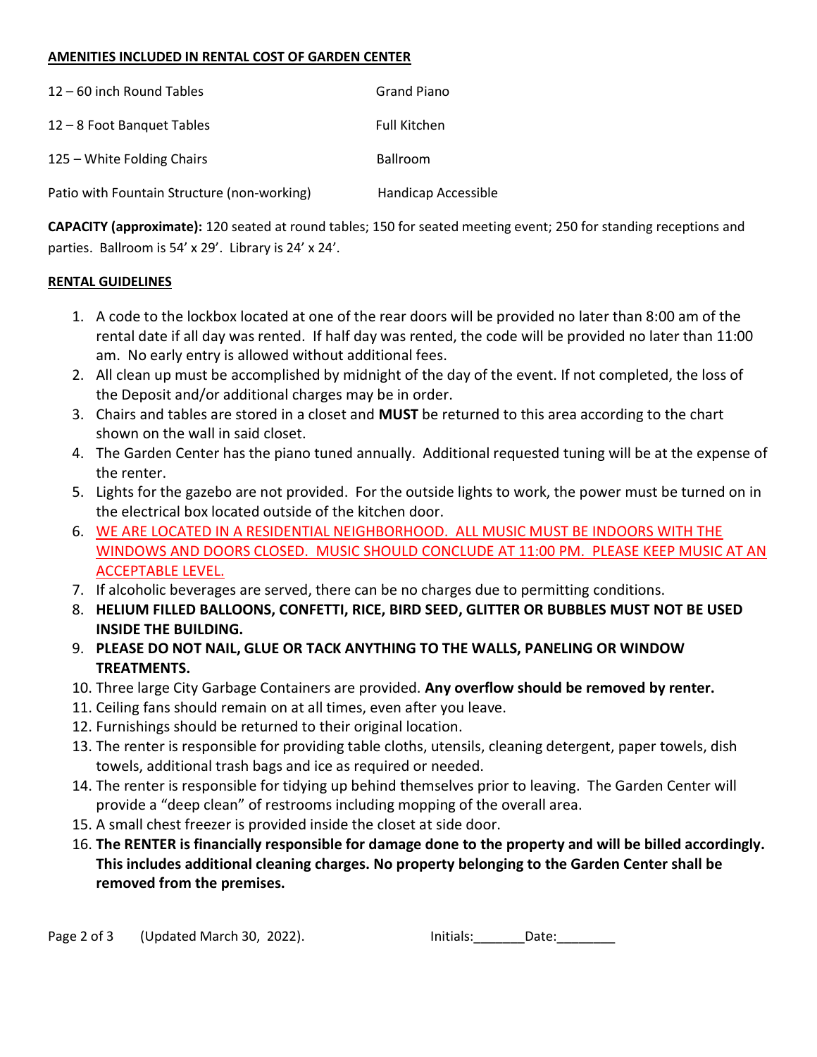**AMENITIES INCLUDED IN RENTAL COST OF GARDEN CENTER**

| | |
|---|---|
| 12 – 60 inch Round Tables | Grand Piano |
| 12 – 8 Foot Banquet Tables | Full Kitchen |
| 125 – White Folding Chairs | Ballroom |
| Patio with Fountain Structure (non-working) | Handicap Accessible |

**CAPACITY (approximate):** 120 seated at round tables; 150 for seated meeting event; 250 for standing receptions and parties. Ballroom is 54' x 29'. Library is 24' x 24'.

**RENTAL GUIDELINES**

1. A code to the lockbox located at one of the rear doors will be provided no later than 8:00 am of the rental date if all day was rented. If half day was rented, the code will be provided no later than 11:00 am. No early entry is allowed without additional fees.
2. All clean up must be accomplished by midnight of the day of the event. If not completed, the loss of the Deposit and/or additional charges may be in order.
3. Chairs and tables are stored in a closet and **MUST** be returned to this area according to the chart shown on the wall in said closet.
4. The Garden Center has the piano tuned annually. Additional requested tuning will be at the expense of the renter.
5. Lights for the gazebo are not provided. For the outside lights to work, the power must be turned on in the electrical box located outside of the kitchen door.
6. WE ARE LOCATED IN A RESIDENTIAL NEIGHBORHOOD. ALL MUSIC MUST BE INDOORS WITH THE WINDOWS AND DOORS CLOSED. MUSIC SHOULD CONCLUDE AT 11:00 PM. PLEASE KEEP MUSIC AT AN ACCEPTABLE LEVEL.
7. If alcoholic beverages are served, there can be no charges due to permitting conditions.
8. **HELIUM FILLED BALLOONS, CONFETTI, RICE, BIRD SEED, GLITTER OR BUBBLES MUST NOT BE USED INSIDE THE BUILDING.**
9. **PLEASE DO NOT NAIL, GLUE OR TACK ANYTHING TO THE WALLS, PANELING OR WINDOW TREATMENTS.**
10. Three large City Garbage Containers are provided. **Any overflow should be removed by renter.**
11. Ceiling fans should remain on at all times, even after you leave.
12. Furnishings should be returned to their original location.
13. The renter is responsible for providing table cloths, utensils, cleaning detergent, paper towels, dish towels, additional trash bags and ice as required or needed.
14. The renter is responsible for tidying up behind themselves prior to leaving. The Garden Center will provide a "deep clean" of restrooms including mopping of the overall area.
15. A small chest freezer is provided inside the closet at side door.
16. **The RENTER is financially responsible for damage done to the property and will be billed accordingly. This includes additional cleaning charges. No property belonging to the Garden Center shall be removed from the premises.**

(Updated March 30, 2022). Initials:_______Date:________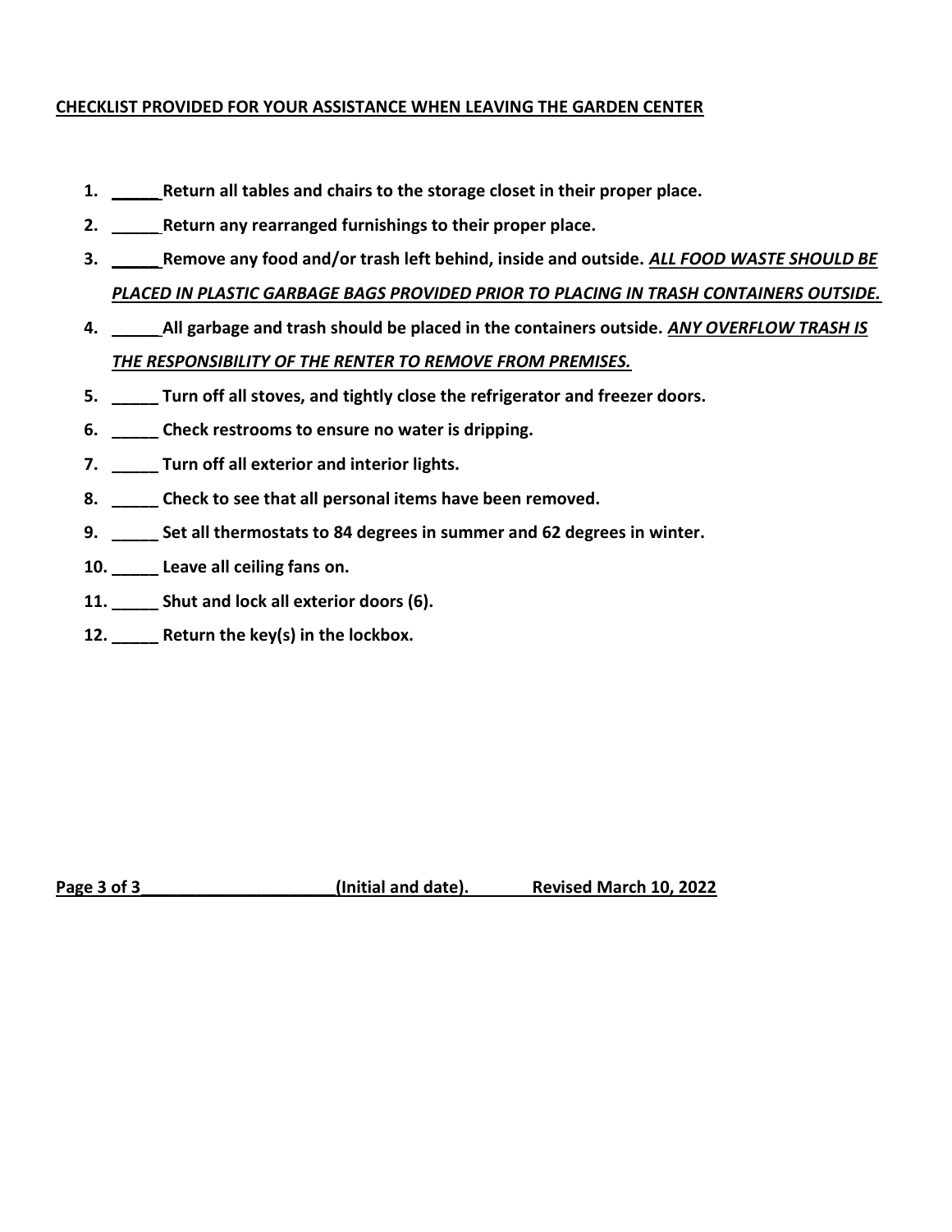**CHECKLIST PROVIDED FOR YOUR ASSISTANCE WHEN LEAVING THE GARDEN CENTER**

1. **_____ Return all tables and chairs to the storage closet in their proper place.**
2. **_____ Return any rearranged furnishings to their proper place.**
3. **_____ Remove any food and/or trash left behind, inside and outside. *ALL FOOD WASTE SHOULD BE PLACED IN PLASTIC GARBAGE BAGS PROVIDED PRIOR TO PLACING IN TRASH CONTAINERS OUTSIDE.***
4. **_____ All garbage and trash should be placed in the containers outside. *ANY OVERFLOW TRASH IS THE RESPONSIBILITY OF THE RENTER TO REMOVE FROM PREMISES.***
5. **_____ Turn off all stoves, and tightly close the refrigerator and freezer doors.**
6. **_____ Check restrooms to ensure no water is dripping.**
7. **_____ Turn off all exterior and interior lights.**
8. **_____ Check to see that all personal items have been removed.**
9. **_____ Set all thermostats to 84 degrees in summer and 62 degrees in winter.**
10. **_____ Leave all ceiling fans on.**
11. **_____ Shut and lock all exterior doors (6).**
12. **_____ Return the key(s) in the lockbox.**

**_____________________ (Initial and date). Revised March 10, 2022**